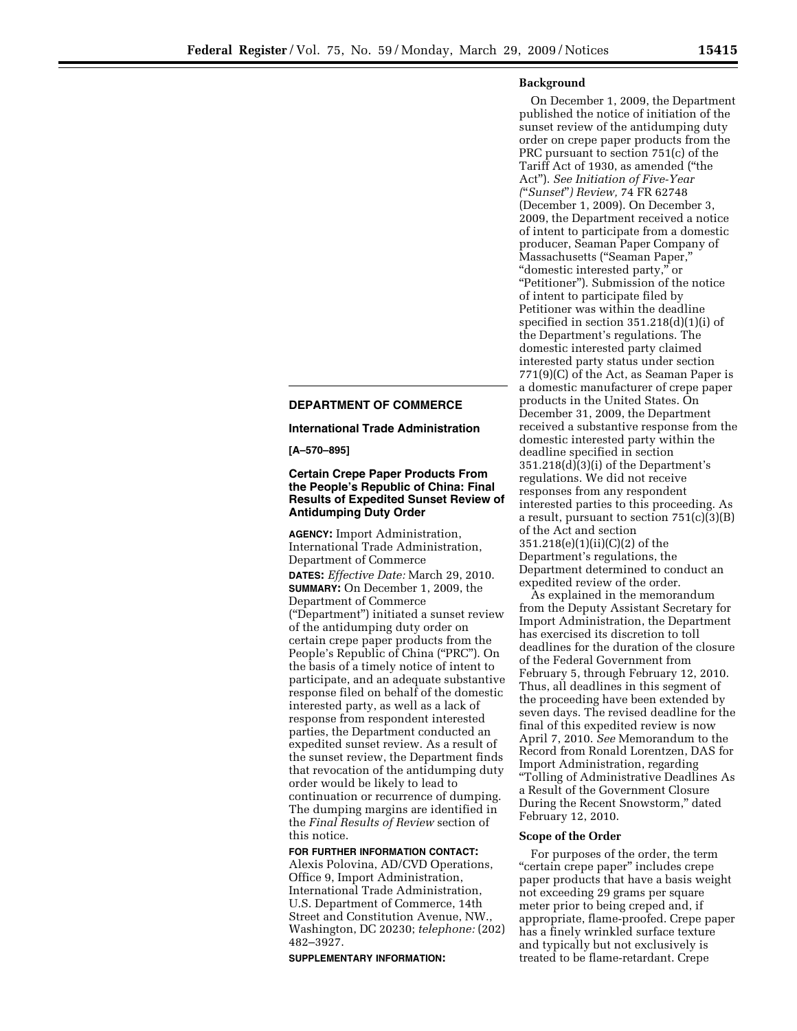## DEPARTMENT OF COMMERCE

### International Trade Administration

**[A–570–895]**

### Certain Crepe Paper Products From the People's Republic of China: Final Results of Expedited Sunset Review of Antidumping Duty Order

**AGENCY:** Import Administration, International Trade Administration, Department of Commerce

**DATES:** *Effective Date:* March 29, 2010.

**SUMMARY:** On December 1, 2009, the Department of Commerce ("Department") initiated a sunset review of the antidumping duty order on certain crepe paper products from the People's Republic of China ("PRC"). On the basis of a timely notice of intent to participate, and an adequate substantive response filed on behalf of the domestic interested party, as well as a lack of response from respondent interested parties, the Department conducted an expedited sunset review. As a result of the sunset review, the Department finds that revocation of the antidumping duty order would be likely to lead to continuation or recurrence of dumping. The dumping margins are identified in the *Final Results of Review* section of this notice.

**FOR FURTHER INFORMATION CONTACT:** Alexis Polovina, AD/CVD Operations, Office 9, Import Administration, International Trade Administration, U.S. Department of Commerce, 14th Street and Constitution Avenue, NW., Washington, DC 20230; *telephone:* (202) 482–3927.

**SUPPLEMENTARY INFORMATION:**

**Background**

On December 1, 2009, the Department published the notice of initiation of the sunset review of the antidumping duty order on crepe paper products from the PRC pursuant to section 751(c) of the Tariff Act of 1930, as amended ("the Act"). *See Initiation of Five-Year ("Sunset") Review,* 74 FR 62748 (December 1, 2009). On December 3, 2009, the Department received a notice of intent to participate from a domestic producer, Seaman Paper Company of Massachusetts ("Seaman Paper," "domestic interested party," or "Petitioner"). Submission of the notice of intent to participate filed by Petitioner was within the deadline specified in section 351.218(d)(1)(i) of the Department's regulations. The domestic interested party claimed interested party status under section 771(9)(C) of the Act, as Seaman Paper is a domestic manufacturer of crepe paper products in the United States. On December 31, 2009, the Department received a substantive response from the domestic interested party within the deadline specified in section 351.218(d)(3)(i) of the Department's regulations. We did not receive responses from any respondent interested parties to this proceeding. As a result, pursuant to section 751(c)(3)(B) of the Act and section 351.218(e)(1)(ii)(C)(2) of the Department's regulations, the Department determined to conduct an expedited review of the order.

As explained in the memorandum from the Deputy Assistant Secretary for Import Administration, the Department has exercised its discretion to toll deadlines for the duration of the closure of the Federal Government from February 5, through February 12, 2010. Thus, all deadlines in this segment of the proceeding have been extended by seven days. The revised deadline for the final of this expedited review is now April 7, 2010. *See* Memorandum to the Record from Ronald Lorentzen, DAS for Import Administration, regarding "Tolling of Administrative Deadlines As a Result of the Government Closure During the Recent Snowstorm," dated February 12, 2010.

**Scope of the Order**

For purposes of the order, the term "certain crepe paper" includes crepe paper products that have a basis weight not exceeding 29 grams per square meter prior to being creped and, if appropriate, flame-proofed. Crepe paper has a finely wrinkled surface texture and typically but not exclusively is treated to be flame-retardant. Crepe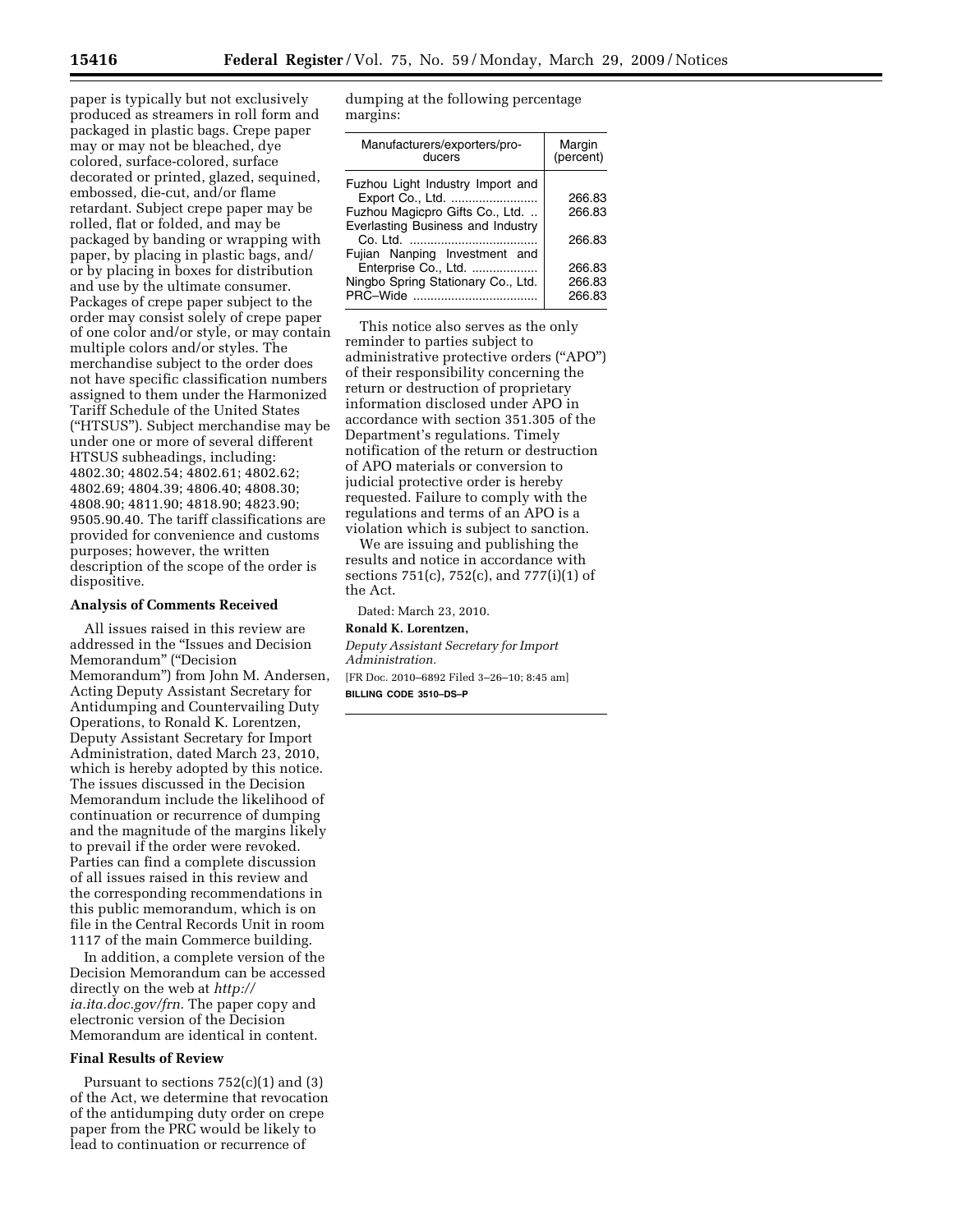paper is typically but not exclusively produced as streamers in roll form and packaged in plastic bags. Crepe paper may or may not be bleached, dye colored, surface-colored, surface decorated or printed, glazed, sequined, embossed, die-cut, and/or flame retardant. Subject crepe paper may be rolled, flat or folded, and may be packaged by banding or wrapping with paper, by placing in plastic bags, and/or by placing in boxes for distribution and use by the ultimate consumer. Packages of crepe paper subject to the order may consist solely of crepe paper of one color and/or style, or may contain multiple colors and/or styles. The merchandise subject to the order does not have specific classification numbers assigned to them under the Harmonized Tariff Schedule of the United States ("HTSUS"). Subject merchandise may be under one or more of several different HTSUS subheadings, including: 4802.30; 4802.54; 4802.61; 4802.62; 4802.69; 4804.39; 4806.40; 4808.30; 4808.90; 4811.90; 4818.90; 4823.90; 9505.90.40. The tariff classifications are provided for convenience and customs purposes; however, the written description of the scope of the order is dispositive.

**Analysis of Comments Received**

All issues raised in this review are addressed in the "Issues and Decision Memorandum" ("Decision Memorandum") from John M. Andersen, Acting Deputy Assistant Secretary for Antidumping and Countervailing Duty Operations, to Ronald K. Lorentzen, Deputy Assistant Secretary for Import Administration, dated March 23, 2010, which is hereby adopted by this notice. The issues discussed in the Decision Memorandum include the likelihood of continuation or recurrence of dumping and the magnitude of the margins likely to prevail if the order were revoked. Parties can find a complete discussion of all issues raised in this review and the corresponding recommendations in this public memorandum, which is on file in the Central Records Unit in room 1117 of the main Commerce building.

In addition, a complete version of the Decision Memorandum can be accessed directly on the web at *http://ia.ita.doc.gov/frn.* The paper copy and electronic version of the Decision Memorandum are identical in content.

**Final Results of Review**

Pursuant to sections 752(c)(1) and (3) of the Act, we determine that revocation of the antidumping duty order on crepe paper from the PRC would be likely to lead to continuation or recurrence of dumping at the following percentage margins:

| Manufacturers/exporters/producers | Margin (percent) |
|---|---|
| Fuzhou Light Industry Import and Export Co., Ltd. | 266.83 |
| Fuzhou Magicpro Gifts Co., Ltd. | 266.83 |
| Everlasting Business and Industry Co. Ltd. | 266.83 |
| Fujian Nanping Investment and Enterprise Co., Ltd. | 266.83 |
| Ningbo Spring Stationary Co., Ltd. | 266.83 |
| PRC–Wide | 266.83 |

This notice also serves as the only reminder to parties subject to administrative protective orders ("APO") of their responsibility concerning the return or destruction of proprietary information disclosed under APO in accordance with section 351.305 of the Department's regulations. Timely notification of the return or destruction of APO materials or conversion to judicial protective order is hereby requested. Failure to comply with the regulations and terms of an APO is a violation which is subject to sanction.

We are issuing and publishing the results and notice in accordance with sections 751(c), 752(c), and 777(i)(1) of the Act.

Dated: March 23, 2010.

**Ronald K. Lorentzen,**

*Deputy Assistant Secretary for Import Administration.*

[FR Doc. 2010–6892 Filed 3–26–10; 8:45 am]

**BILLING CODE 3510–DS–P**